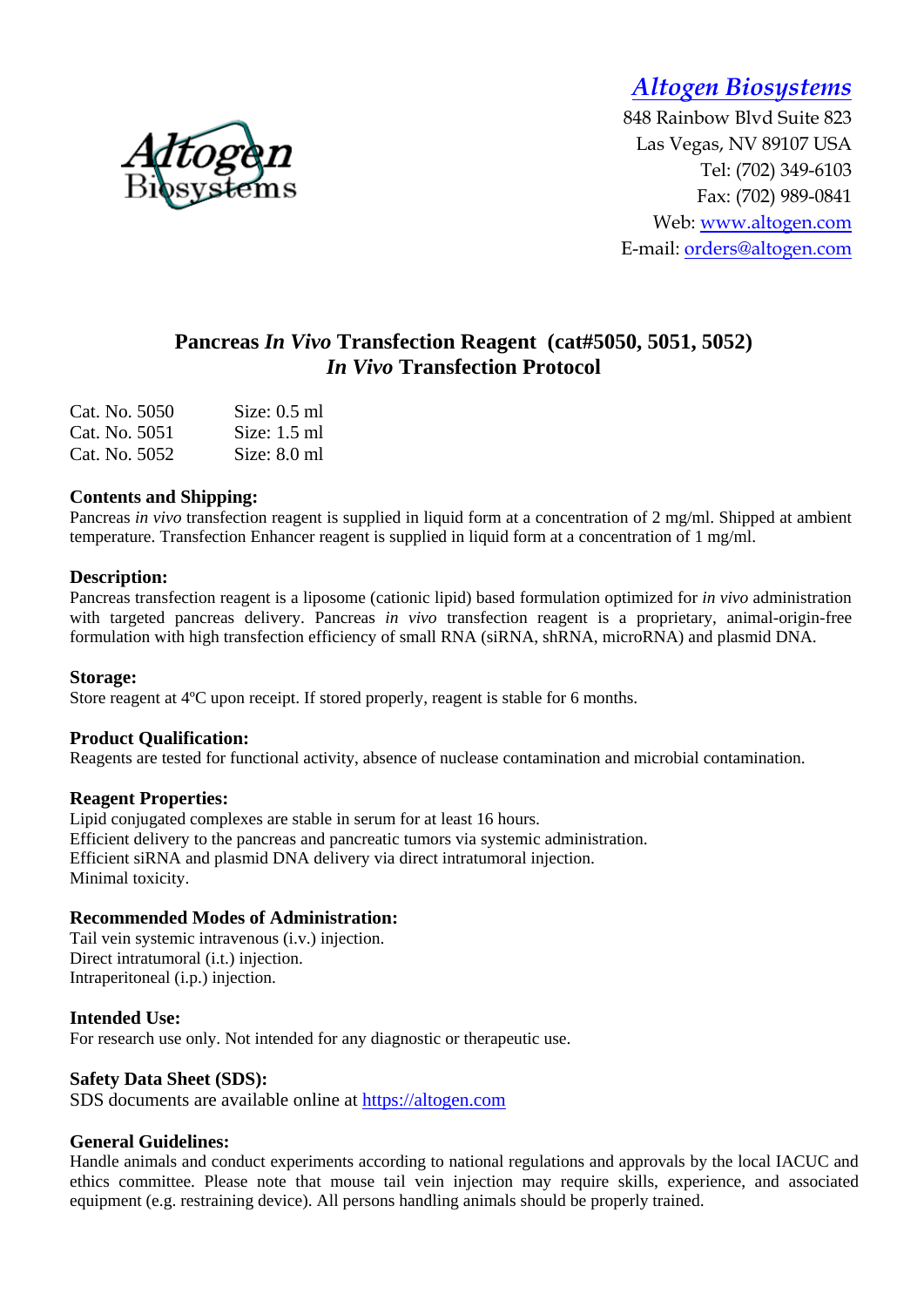Altogen Biosystems

848 Rainbow Blvd Suite 823
Las Vegas, NV 89107 USA
Tel: (702) 349-6103
Fax: (702) 989-0841
Web: www.altogen.com
E-mail: orders@altogen.com

# Pancreas *In Vivo* Transfection Reagent (cat#5050, 5051, 5052)
# *In Vivo* Transfection Protocol

| | |
|---|---|
| Cat. No. 5050 | Size: 0.5 ml |
| Cat. No. 5051 | Size: 1.5 ml |
| Cat. No. 5052 | Size: 8.0 ml |

**Contents and Shipping:**
Pancreas *in vivo* transfection reagent is supplied in liquid form at a concentration of 2 mg/ml. Shipped at ambient temperature. Transfection Enhancer reagent is supplied in liquid form at a concentration of 1 mg/ml.

**Description:**
Pancreas transfection reagent is a liposome (cationic lipid) based formulation optimized for *in vivo* administration with targeted pancreas delivery. Pancreas *in vivo* transfection reagent is a proprietary, animal-origin-free formulation with high transfection efficiency of small RNA (siRNA, shRNA, microRNA) and plasmid DNA.

**Storage:**
Store reagent at 4ºC upon receipt. If stored properly, reagent is stable for 6 months.

**Product Qualification:**
Reagents are tested for functional activity, absence of nuclease contamination and microbial contamination.

**Reagent Properties:**
Lipid conjugated complexes are stable in serum for at least 16 hours.
Efficient delivery to the pancreas and pancreatic tumors via systemic administration.
Efficient siRNA and plasmid DNA delivery via direct intratumoral injection.
Minimal toxicity.

**Recommended Modes of Administration:**
Tail vein systemic intravenous (i.v.) injection.
Direct intratumoral (i.t.) injection.
Intraperitoneal (i.p.) injection.

**Intended Use:**
For research use only. Not intended for any diagnostic or therapeutic use.

**Safety Data Sheet (SDS):**
SDS documents are available online at https://altogen.com

**General Guidelines:**
Handle animals and conduct experiments according to national regulations and approvals by the local IACUC and ethics committee. Please note that mouse tail vein injection may require skills, experience, and associated equipment (e.g. restraining device). All persons handling animals should be properly trained.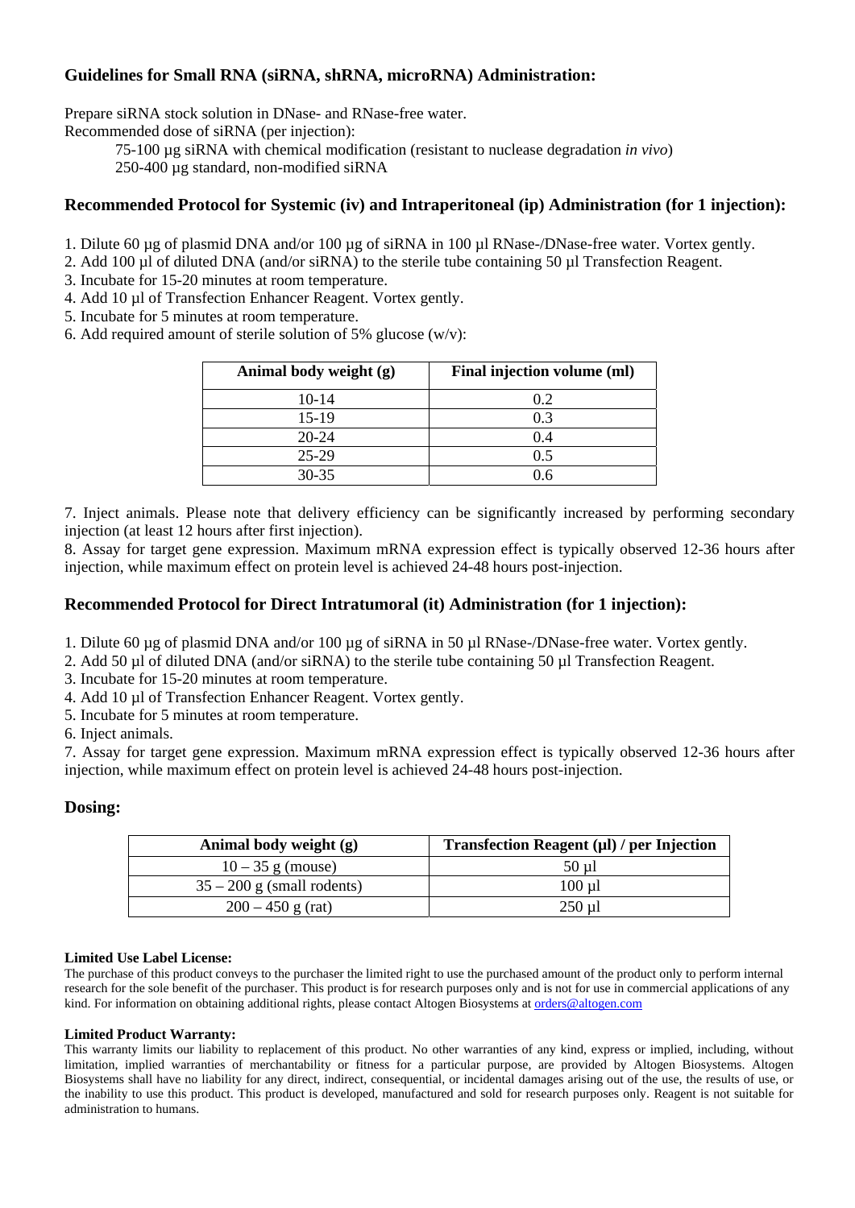## Guidelines for Small RNA (siRNA, shRNA, microRNA) Administration:

Prepare siRNA stock solution in DNase- and RNase-free water.
Recommended dose of siRNA (per injection):

75-100 µg siRNA with chemical modification (resistant to nuclease degradation *in vivo*)
250-400 µg standard, non-modified siRNA

## Recommended Protocol for Systemic (iv) and Intraperitoneal (ip) Administration (for 1 injection):

1. Dilute 60 µg of plasmid DNA and/or 100 µg of siRNA in 100 µl RNase-/DNase-free water. Vortex gently.
2. Add 100 µl of diluted DNA (and/or siRNA) to the sterile tube containing 50 µl Transfection Reagent.
3. Incubate for 15-20 minutes at room temperature.
4. Add 10 µl of Transfection Enhancer Reagent. Vortex gently.
5. Incubate for 5 minutes at room temperature.
6. Add required amount of sterile solution of 5% glucose (w/v):

| Animal body weight (g) | Final injection volume (ml) |
|---|---|
| 10-14 | 0.2 |
| 15-19 | 0.3 |
| 20-24 | 0.4 |
| 25-29 | 0.5 |
| 30-35 | 0.6 |

7. Inject animals. Please note that delivery efficiency can be significantly increased by performing secondary injection (at least 12 hours after first injection).
8. Assay for target gene expression. Maximum mRNA expression effect is typically observed 12-36 hours after injection, while maximum effect on protein level is achieved 24-48 hours post-injection.

## Recommended Protocol for Direct Intratumoral (it) Administration (for 1 injection):

1. Dilute 60 µg of plasmid DNA and/or 100 µg of siRNA in 50 µl RNase-/DNase-free water. Vortex gently.
2. Add 50 µl of diluted DNA (and/or siRNA) to the sterile tube containing 50 µl Transfection Reagent.
3. Incubate for 15-20 minutes at room temperature.
4. Add 10 µl of Transfection Enhancer Reagent. Vortex gently.
5. Incubate for 5 minutes at room temperature.
6. Inject animals.
7. Assay for target gene expression. Maximum mRNA expression effect is typically observed 12-36 hours after injection, while maximum effect on protein level is achieved 24-48 hours post-injection.

## Dosing:

| Animal body weight (g) | Transfection Reagent (µl) / per Injection |
|---|---|
| 10 – 35 g (mouse) | 50 µl |
| 35 – 200 g (small rodents) | 100 µl |
| 200 – 450 g (rat) | 250 µl |

**Limited Use Label License:**
The purchase of this product conveys to the purchaser the limited right to use the purchased amount of the product only to perform internal research for the sole benefit of the purchaser. This product is for research purposes only and is not for use in commercial applications of any kind. For information on obtaining additional rights, please contact Altogen Biosystems at orders@altogen.com

**Limited Product Warranty:**
This warranty limits our liability to replacement of this product. No other warranties of any kind, express or implied, including, without limitation, implied warranties of merchantability or fitness for a particular purpose, are provided by Altogen Biosystems. Altogen Biosystems shall have no liability for any direct, indirect, consequential, or incidental damages arising out of the use, the results of use, or the inability to use this product. This product is developed, manufactured and sold for research purposes only. Reagent is not suitable for administration to humans.